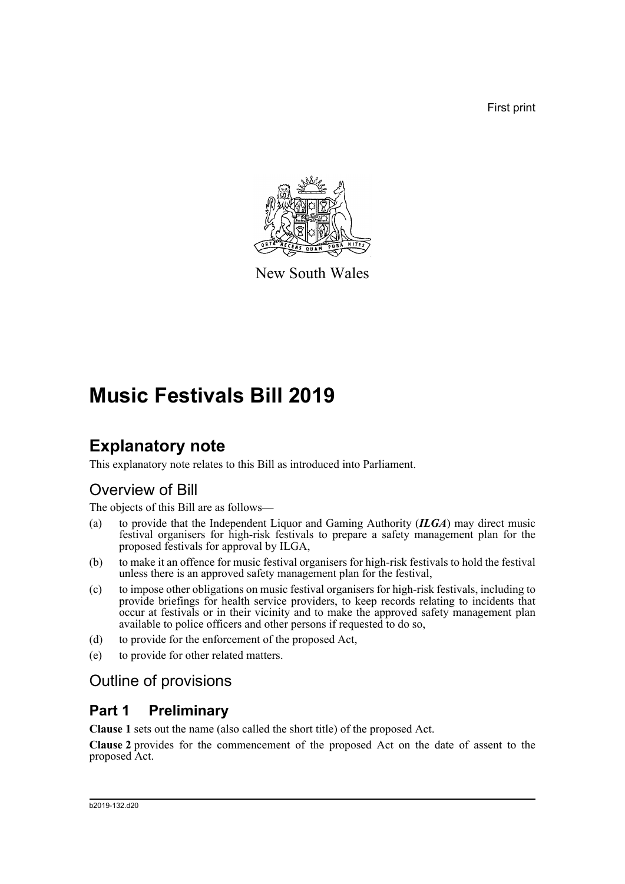First print

New South Wales

# Music Festivals Bill 2019

## Explanatory note

This explanatory note relates to this Bill as introduced into Parliament.

### Overview of Bill

The objects of this Bill are as follows—

(a) to provide that the Independent Liquor and Gaming Authority (***ILGA***) may direct music festival organisers for high-risk festivals to prepare a safety management plan for the proposed festivals for approval by ILGA,

(b) to make it an offence for music festival organisers for high-risk festivals to hold the festival unless there is an approved safety management plan for the festival,

(c) to impose other obligations on music festival organisers for high-risk festivals, including to provide briefings for health service providers, to keep records relating to incidents that occur at festivals or in their vicinity and to make the approved safety management plan available to police officers and other persons if requested to do so,

(d) to provide for the enforcement of the proposed Act,

(e) to provide for other related matters.

### Outline of provisions

## Part 1 Preliminary

**Clause 1** sets out the name (also called the short title) of the proposed Act.

**Clause 2** provides for the commencement of the proposed Act on the date of assent to the proposed Act.

b2019-132.d20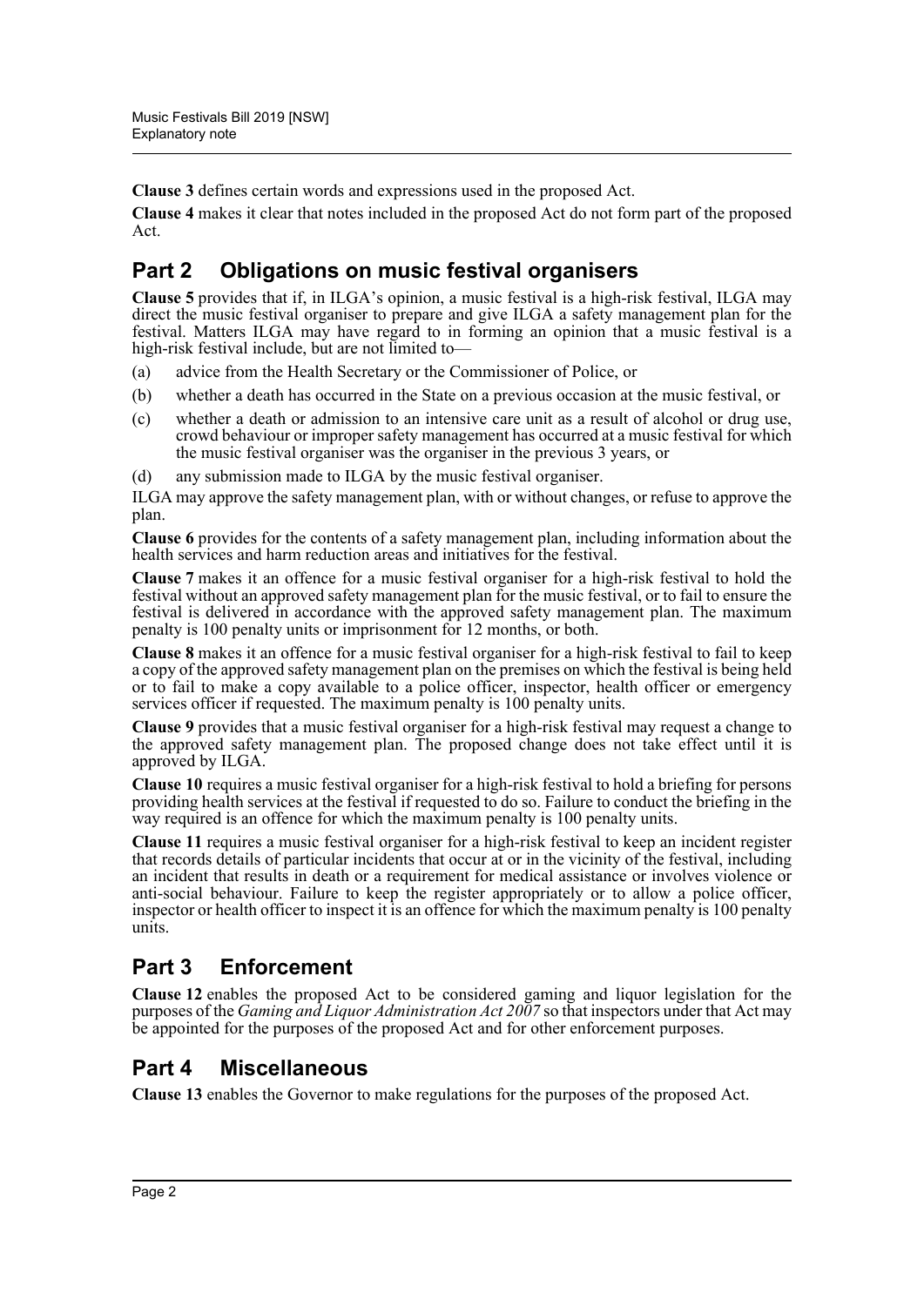**Clause 3** defines certain words and expressions used in the proposed Act.

**Clause 4** makes it clear that notes included in the proposed Act do not form part of the proposed Act.

## Part 2 Obligations on music festival organisers

**Clause 5** provides that if, in ILGA's opinion, a music festival is a high-risk festival, ILGA may direct the music festival organiser to prepare and give ILGA a safety management plan for the festival. Matters ILGA may have regard to in forming an opinion that a music festival is a high-risk festival include, but are not limited to—

(a) advice from the Health Secretary or the Commissioner of Police, or

(b) whether a death has occurred in the State on a previous occasion at the music festival, or

(c) whether a death or admission to an intensive care unit as a result of alcohol or drug use, crowd behaviour or improper safety management has occurred at a music festival for which the music festival organiser was the organiser in the previous 3 years, or

(d) any submission made to ILGA by the music festival organiser.

ILGA may approve the safety management plan, with or without changes, or refuse to approve the plan.

**Clause 6** provides for the contents of a safety management plan, including information about the health services and harm reduction areas and initiatives for the festival.

**Clause 7** makes it an offence for a music festival organiser for a high-risk festival to hold the festival without an approved safety management plan for the music festival, or to fail to ensure the festival is delivered in accordance with the approved safety management plan. The maximum penalty is 100 penalty units or imprisonment for 12 months, or both.

**Clause 8** makes it an offence for a music festival organiser for a high-risk festival to fail to keep a copy of the approved safety management plan on the premises on which the festival is being held or to fail to make a copy available to a police officer, inspector, health officer or emergency services officer if requested. The maximum penalty is 100 penalty units.

**Clause 9** provides that a music festival organiser for a high-risk festival may request a change to the approved safety management plan. The proposed change does not take effect until it is approved by ILGA.

**Clause 10** requires a music festival organiser for a high-risk festival to hold a briefing for persons providing health services at the festival if requested to do so. Failure to conduct the briefing in the way required is an offence for which the maximum penalty is 100 penalty units.

**Clause 11** requires a music festival organiser for a high-risk festival to keep an incident register that records details of particular incidents that occur at or in the vicinity of the festival, including an incident that results in death or a requirement for medical assistance or involves violence or anti-social behaviour. Failure to keep the register appropriately or to allow a police officer, inspector or health officer to inspect it is an offence for which the maximum penalty is 100 penalty units.

## Part 3 Enforcement

**Clause 12** enables the proposed Act to be considered gaming and liquor legislation for the purposes of the *Gaming and Liquor Administration Act 2007* so that inspectors under that Act may be appointed for the purposes of the proposed Act and for other enforcement purposes.

## Part 4 Miscellaneous

**Clause 13** enables the Governor to make regulations for the purposes of the proposed Act.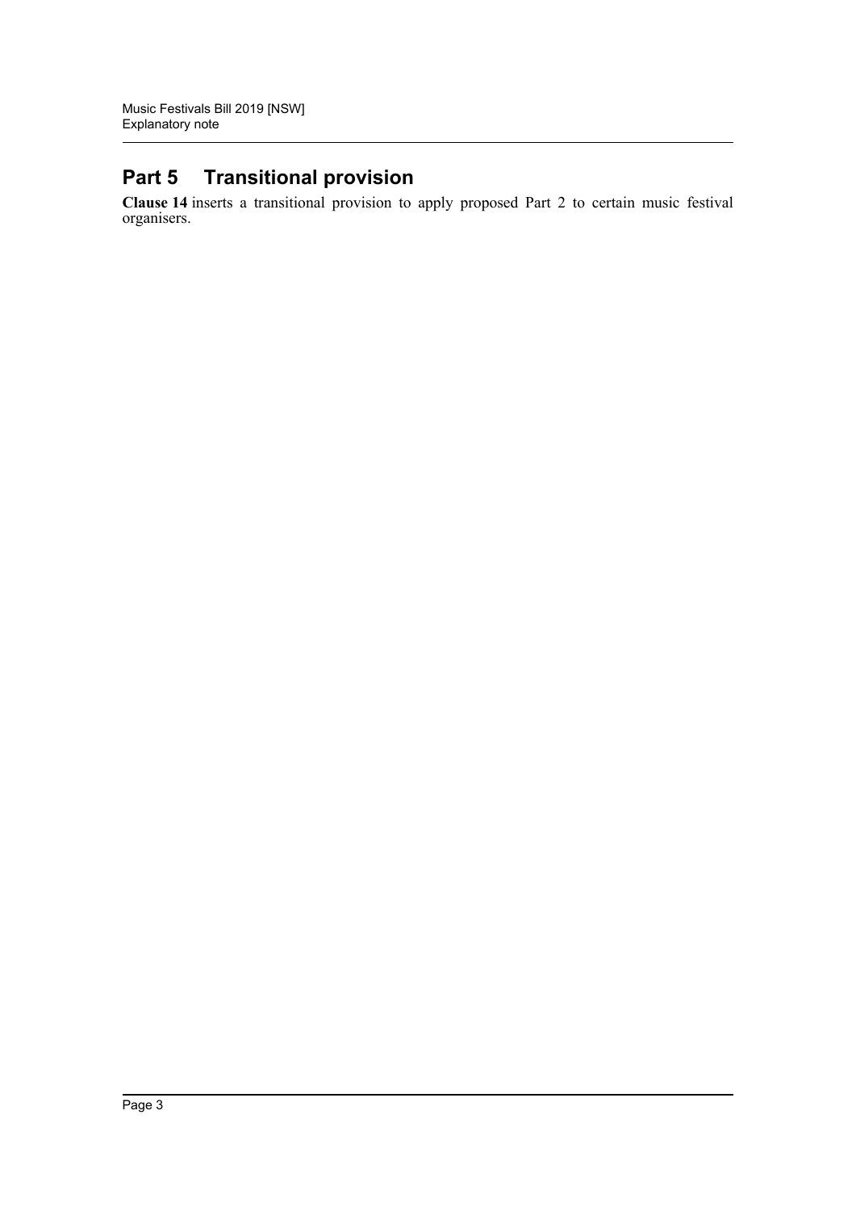## Part 5 Transitional provision

**Clause 14** inserts a transitional provision to apply proposed Part 2 to certain music festival organisers.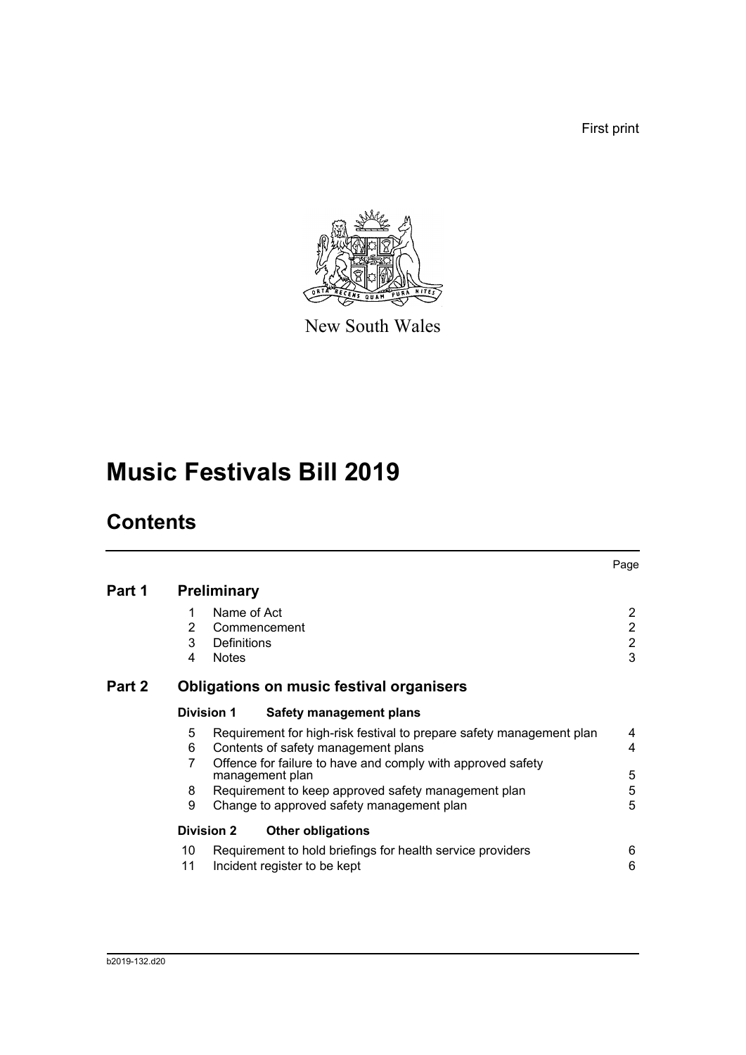First print

New South Wales

# Music Festivals Bill 2019

## Contents

| | | | Page |
|---|---|---|---|
| **Part 1** | **Preliminary** | | |
| | 1 | Name of Act | 2 |
| | 2 | Commencement | 2 |
| | 3 | Definitions | 2 |
| | 4 | Notes | 3 |
| **Part 2** | **Obligations on music festival organisers** | | |
| | **Division 1** | **Safety management plans** | |
| | 5 | Requirement for high-risk festival to prepare safety management plan | 4 |
| | 6 | Contents of safety management plans | 4 |
| | 7 | Offence for failure to have and comply with approved safety management plan | 5 |
| | 8 | Requirement to keep approved safety management plan | 5 |
| | 9 | Change to approved safety management plan | 5 |
| | **Division 2** | **Other obligations** | |
| | 10 | Requirement to hold briefings for health service providers | 6 |
| | 11 | Incident register to be kept | 6 |

b2019-132.d20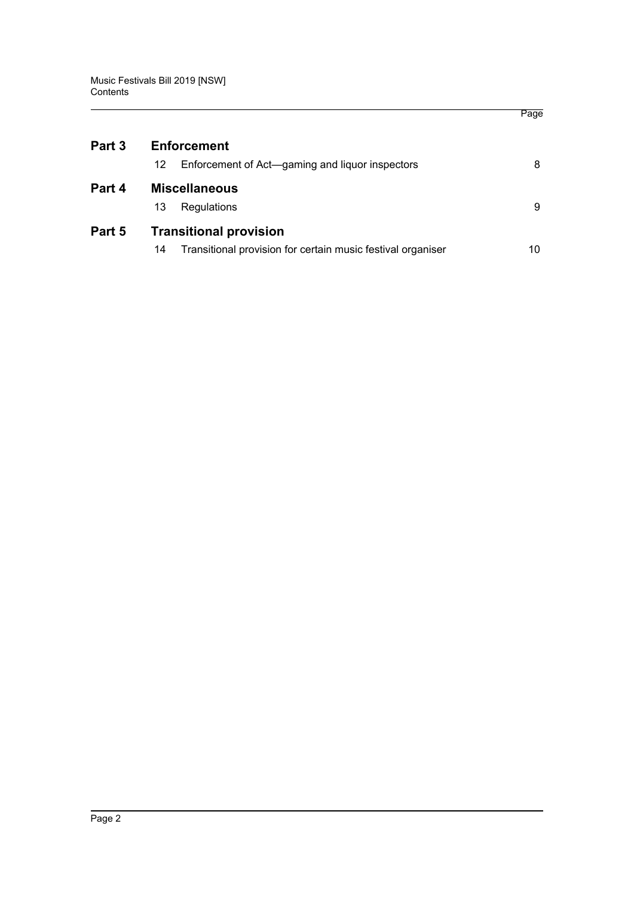| | | | Page |
|---|---|---|---|
| **Part 3** | **Enforcement** | | |
| | 12 | Enforcement of Act—gaming and liquor inspectors | 8 |
| **Part 4** | **Miscellaneous** | | |
| | 13 | Regulations | 9 |
| **Part 5** | **Transitional provision** | | |
| | 14 | Transitional provision for certain music festival organiser | 10 |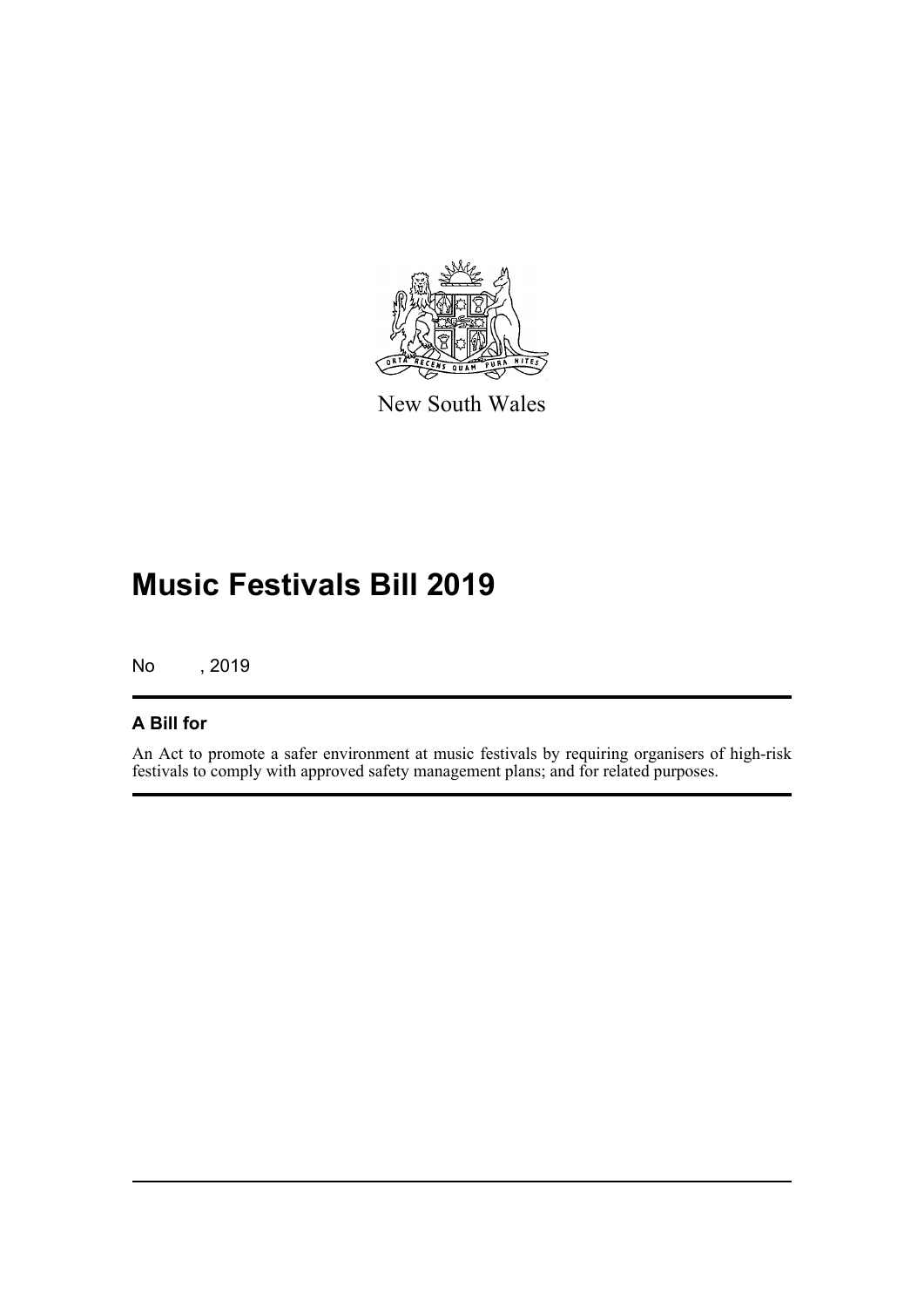New South Wales

# Music Festivals Bill 2019

No , 2019

## A Bill for

An Act to promote a safer environment at music festivals by requiring organisers of high-risk festivals to comply with approved safety management plans; and for related purposes.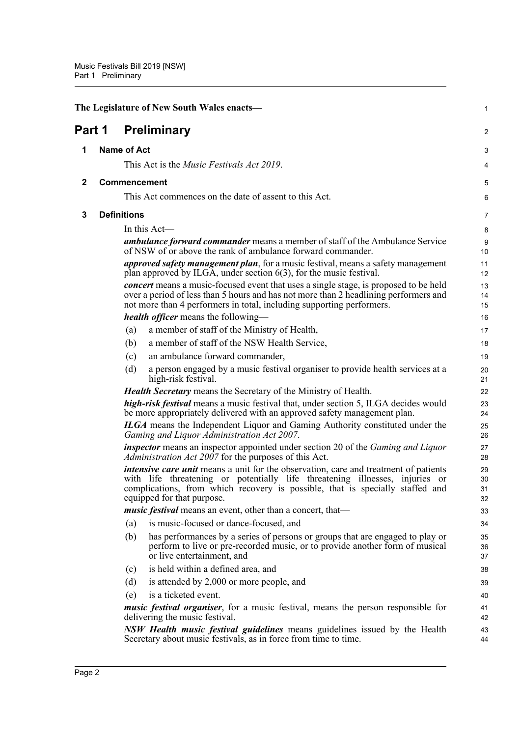The Legislature of New South Wales enacts—

# Part 1 Preliminary

## 1 Name of Act

This Act is the *Music Festivals Act 2019*.

## 2 Commencement

This Act commences on the date of assent to this Act.

## 3 Definitions

In this Act—

***ambulance forward commander*** means a member of staff of the Ambulance Service of NSW of or above the rank of ambulance forward commander.

***approved safety management plan***, for a music festival, means a safety management plan approved by ILGA, under section 6(3), for the music festival.

***concert*** means a music-focused event that uses a single stage, is proposed to be held over a period of less than 5 hours and has not more than 2 headlining performers and not more than 4 performers in total, including supporting performers.

***health officer*** means the following—

- (a) a member of staff of the Ministry of Health,
- (b) a member of staff of the NSW Health Service,
- (c) an ambulance forward commander,
- (d) a person engaged by a music festival organiser to provide health services at a high-risk festival.

***Health Secretary*** means the Secretary of the Ministry of Health.

***high-risk festival*** means a music festival that, under section 5, ILGA decides would be more appropriately delivered with an approved safety management plan.

***ILGA*** means the Independent Liquor and Gaming Authority constituted under the *Gaming and Liquor Administration Act 2007*.

***inspector*** means an inspector appointed under section 20 of the *Gaming and Liquor Administration Act 2007* for the purposes of this Act.

***intensive care unit*** means a unit for the observation, care and treatment of patients with life threatening or potentially life threatening illnesses, injuries or complications, from which recovery is possible, that is specially staffed and equipped for that purpose.

***music festival*** means an event, other than a concert, that—

- (a) is music-focused or dance-focused, and
- (b) has performances by a series of persons or groups that are engaged to play or perform to live or pre-recorded music, or to provide another form of musical or live entertainment, and
- (c) is held within a defined area, and
- (d) is attended by 2,000 or more people, and
- (e) is a ticketed event.

***music festival organiser***, for a music festival, means the person responsible for delivering the music festival.

***NSW Health music festival guidelines*** means guidelines issued by the Health Secretary about music festivals, as in force from time to time.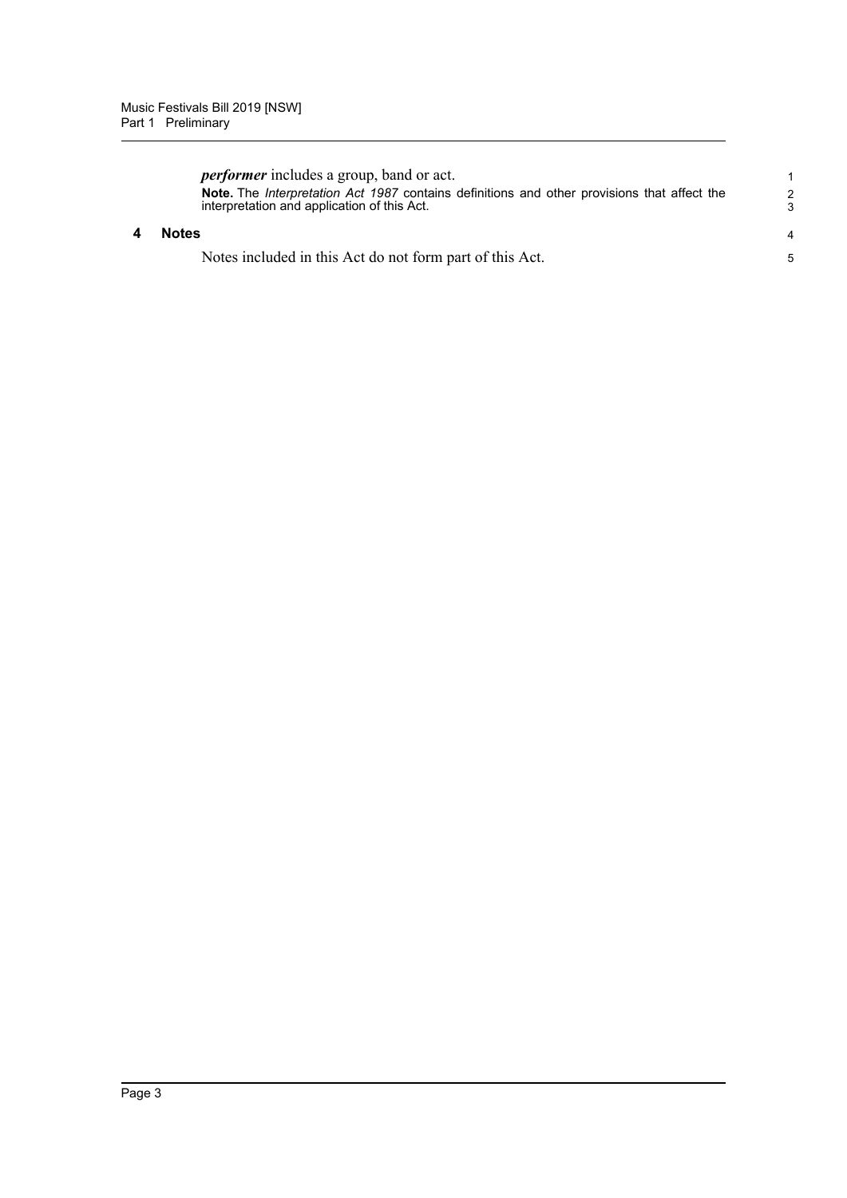***performer*** includes a group, band or act.

**Note.** The *Interpretation Act 1987* contains definitions and other provisions that affect the interpretation and application of this Act.

### 4 Notes

Notes included in this Act do not form part of this Act.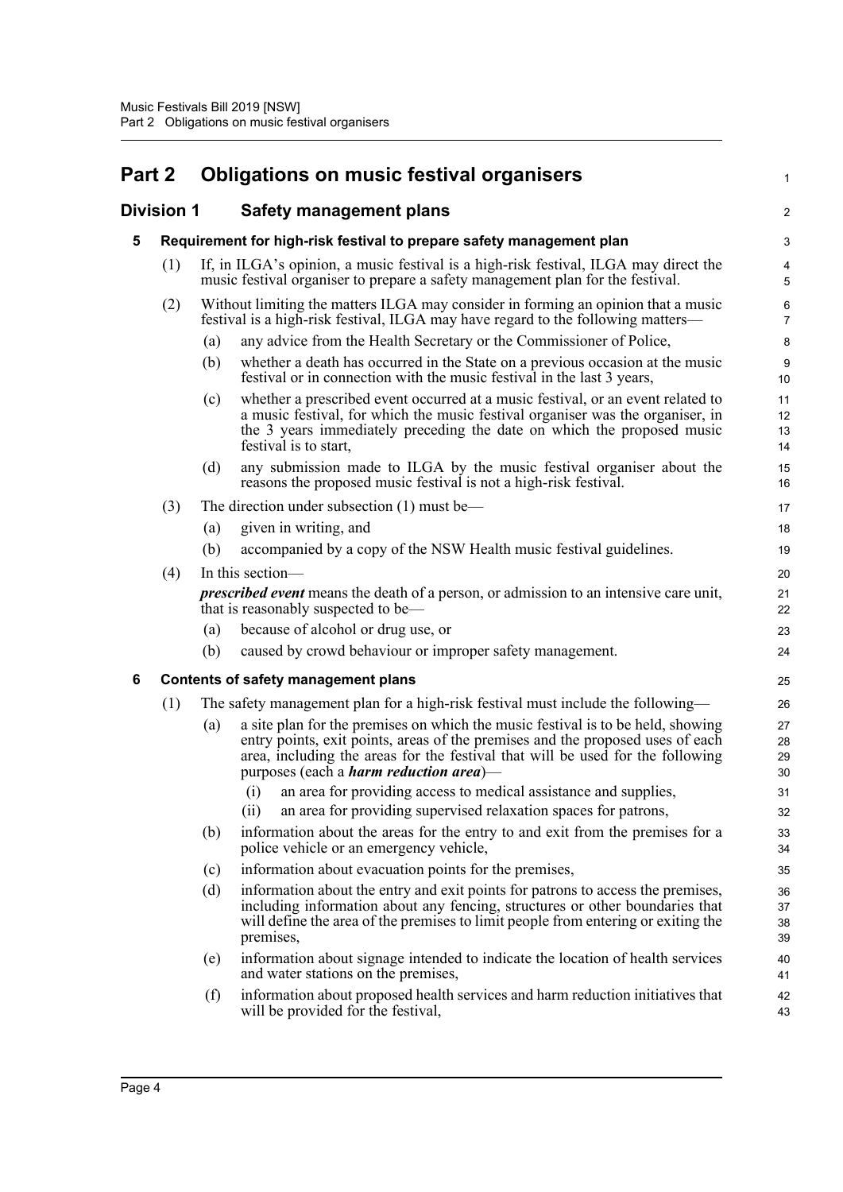# Part 2 Obligations on music festival organisers

## Division 1 Safety management plans

### 5 Requirement for high-risk festival to prepare safety management plan

(1) If, in ILGA's opinion, a music festival is a high-risk festival, ILGA may direct the music festival organiser to prepare a safety management plan for the festival.

(2) Without limiting the matters ILGA may consider in forming an opinion that a music festival is a high-risk festival, ILGA may have regard to the following matters—

(a) any advice from the Health Secretary or the Commissioner of Police,

(b) whether a death has occurred in the State on a previous occasion at the music festival or in connection with the music festival in the last 3 years,

(c) whether a prescribed event occurred at a music festival, or an event related to a music festival, for which the music festival organiser was the organiser, in the 3 years immediately preceding the date on which the proposed music festival is to start,

(d) any submission made to ILGA by the music festival organiser about the reasons the proposed music festival is not a high-risk festival.

(3) The direction under subsection (1) must be—

(a) given in writing, and

(b) accompanied by a copy of the NSW Health music festival guidelines.

(4) In this section—

***prescribed event*** means the death of a person, or admission to an intensive care unit, that is reasonably suspected to be—

(a) because of alcohol or drug use, or

(b) caused by crowd behaviour or improper safety management.

### 6 Contents of safety management plans

(1) The safety management plan for a high-risk festival must include the following—

(a) a site plan for the premises on which the music festival is to be held, showing entry points, exit points, areas of the premises and the proposed uses of each area, including the areas for the festival that will be used for the following purposes (each a ***harm reduction area***)—

(i) an area for providing access to medical assistance and supplies,

(ii) an area for providing supervised relaxation spaces for patrons,

(b) information about the areas for the entry to and exit from the premises for a police vehicle or an emergency vehicle,

(c) information about evacuation points for the premises,

(d) information about the entry and exit points for patrons to access the premises, including information about any fencing, structures or other boundaries that will define the area of the premises to limit people from entering or exiting the premises,

(e) information about signage intended to indicate the location of health services and water stations on the premises,

(f) information about proposed health services and harm reduction initiatives that will be provided for the festival,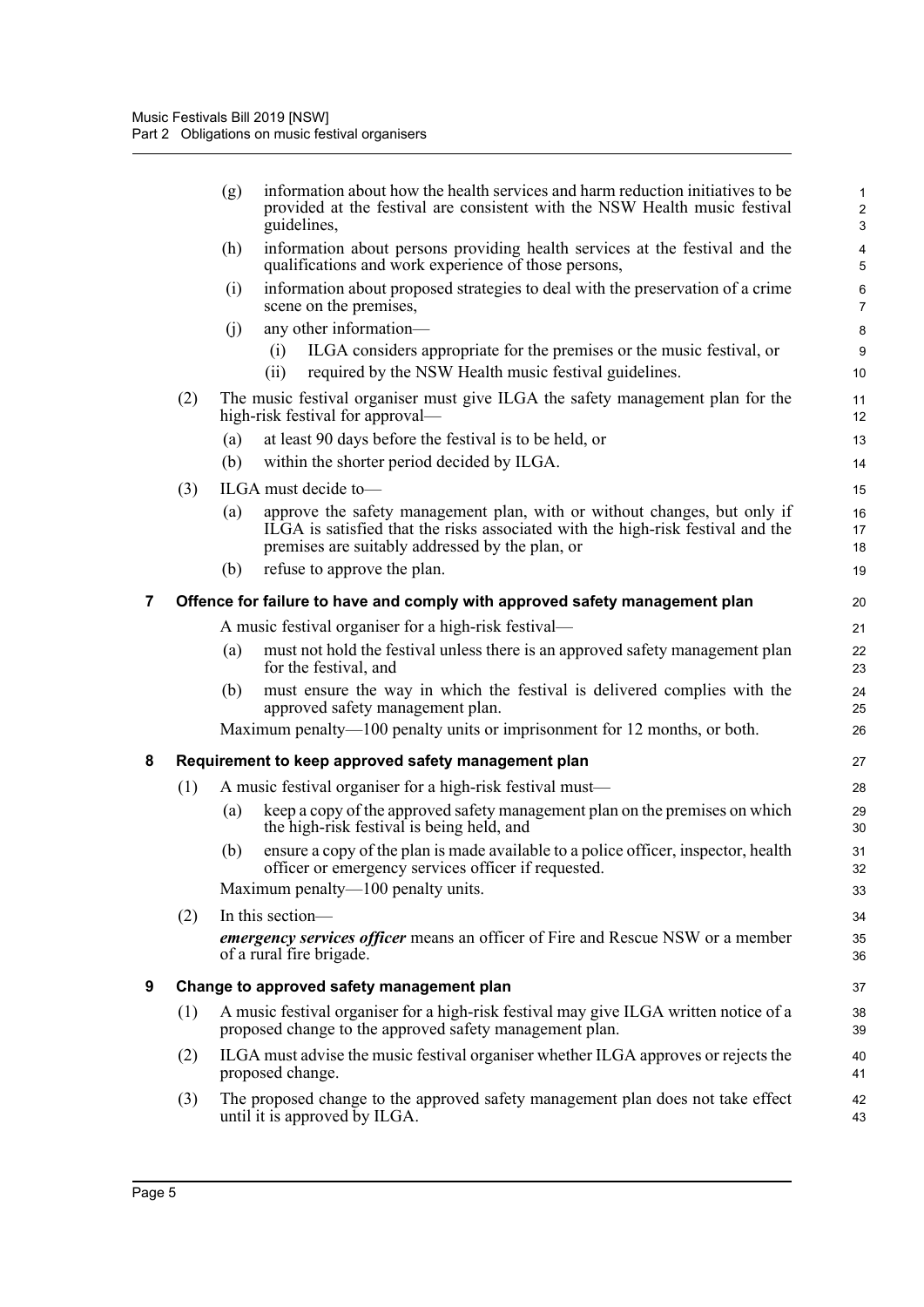(g) information about how the health services and harm reduction initiatives to be provided at the festival are consistent with the NSW Health music festival guidelines,

(h) information about persons providing health services at the festival and the qualifications and work experience of those persons,

(i) information about proposed strategies to deal with the preservation of a crime scene on the premises,

(j) any other information—

(i) ILGA considers appropriate for the premises or the music festival, or

(ii) required by the NSW Health music festival guidelines.

(2) The music festival organiser must give ILGA the safety management plan for the high-risk festival for approval—

(a) at least 90 days before the festival is to be held, or

(b) within the shorter period decided by ILGA.

(3) ILGA must decide to—

(a) approve the safety management plan, with or without changes, but only if ILGA is satisfied that the risks associated with the high-risk festival and the premises are suitably addressed by the plan, or

(b) refuse to approve the plan.

## 7 Offence for failure to have and comply with approved safety management plan

A music festival organiser for a high-risk festival—

(a) must not hold the festival unless there is an approved safety management plan for the festival, and

(b) must ensure the way in which the festival is delivered complies with the approved safety management plan.

Maximum penalty—100 penalty units or imprisonment for 12 months, or both.

## 8 Requirement to keep approved safety management plan

(1) A music festival organiser for a high-risk festival must—

(a) keep a copy of the approved safety management plan on the premises on which the high-risk festival is being held, and

(b) ensure a copy of the plan is made available to a police officer, inspector, health officer or emergency services officer if requested.

Maximum penalty—100 penalty units.

(2) In this section—

***emergency services officer*** means an officer of Fire and Rescue NSW or a member of a rural fire brigade.

## 9 Change to approved safety management plan

(1) A music festival organiser for a high-risk festival may give ILGA written notice of a proposed change to the approved safety management plan.

(2) ILGA must advise the music festival organiser whether ILGA approves or rejects the proposed change.

(3) The proposed change to the approved safety management plan does not take effect until it is approved by ILGA.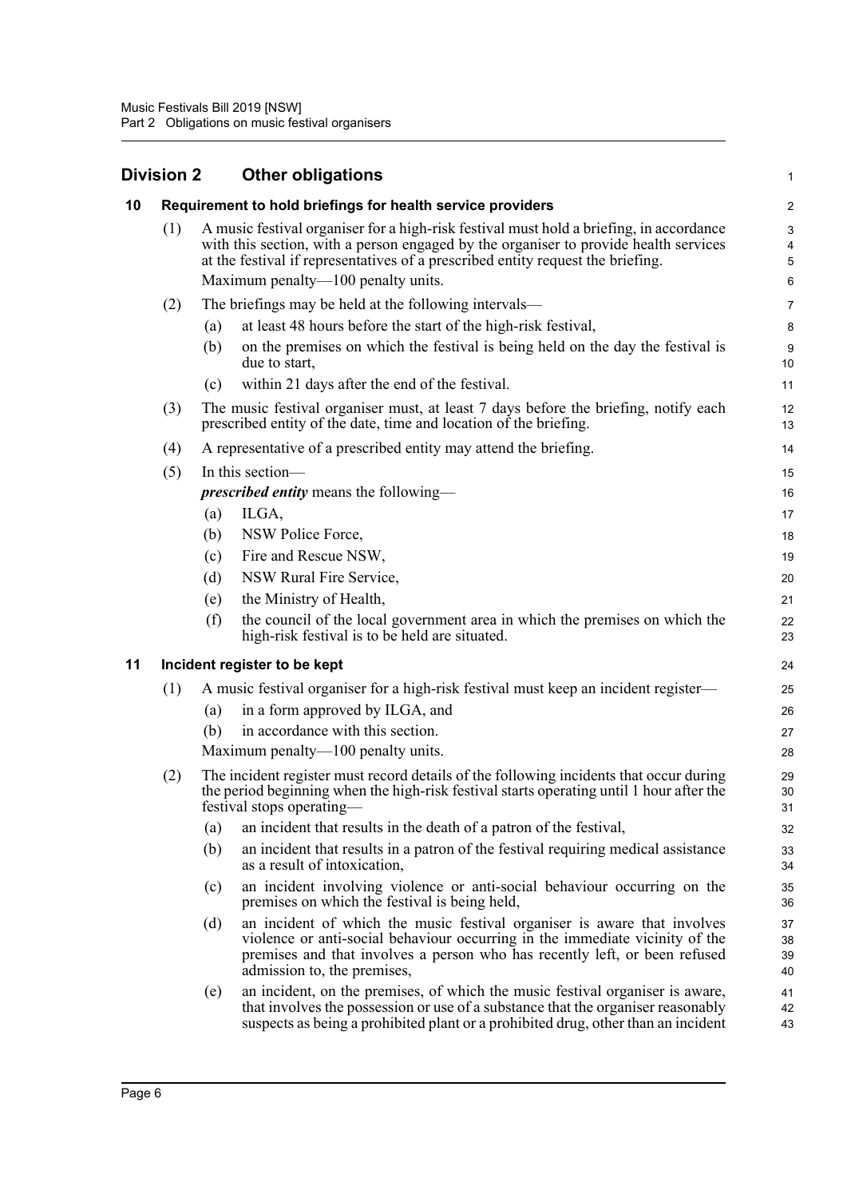## Division 2 Other obligations

### 10 Requirement to hold briefings for health service providers

(1) A music festival organiser for a high-risk festival must hold a briefing, in accordance with this section, with a person engaged by the organiser to provide health services at the festival if representatives of a prescribed entity request the briefing.

Maximum penalty—100 penalty units.

(2) The briefings may be held at the following intervals—

(a) at least 48 hours before the start of the high-risk festival,

(b) on the premises on which the festival is being held on the day the festival is due to start,

(c) within 21 days after the end of the festival.

(3) The music festival organiser must, at least 7 days before the briefing, notify each prescribed entity of the date, time and location of the briefing.

(4) A representative of a prescribed entity may attend the briefing.

(5) In this section—

***prescribed entity*** means the following—

(a) ILGA,

(b) NSW Police Force,

(c) Fire and Rescue NSW,

(d) NSW Rural Fire Service,

(e) the Ministry of Health,

(f) the council of the local government area in which the premises on which the high-risk festival is to be held are situated.

### 11 Incident register to be kept

(1) A music festival organiser for a high-risk festival must keep an incident register—

(a) in a form approved by ILGA, and

(b) in accordance with this section.

Maximum penalty—100 penalty units.

(2) The incident register must record details of the following incidents that occur during the period beginning when the high-risk festival starts operating until 1 hour after the festival stops operating—

(a) an incident that results in the death of a patron of the festival,

(b) an incident that results in a patron of the festival requiring medical assistance as a result of intoxication,

(c) an incident involving violence or anti-social behaviour occurring on the premises on which the festival is being held,

(d) an incident of which the music festival organiser is aware that involves violence or anti-social behaviour occurring in the immediate vicinity of the premises and that involves a person who has recently left, or been refused admission to, the premises,

(e) an incident, on the premises, of which the music festival organiser is aware, that involves the possession or use of a substance that the organiser reasonably suspects as being a prohibited plant or a prohibited drug, other than an incident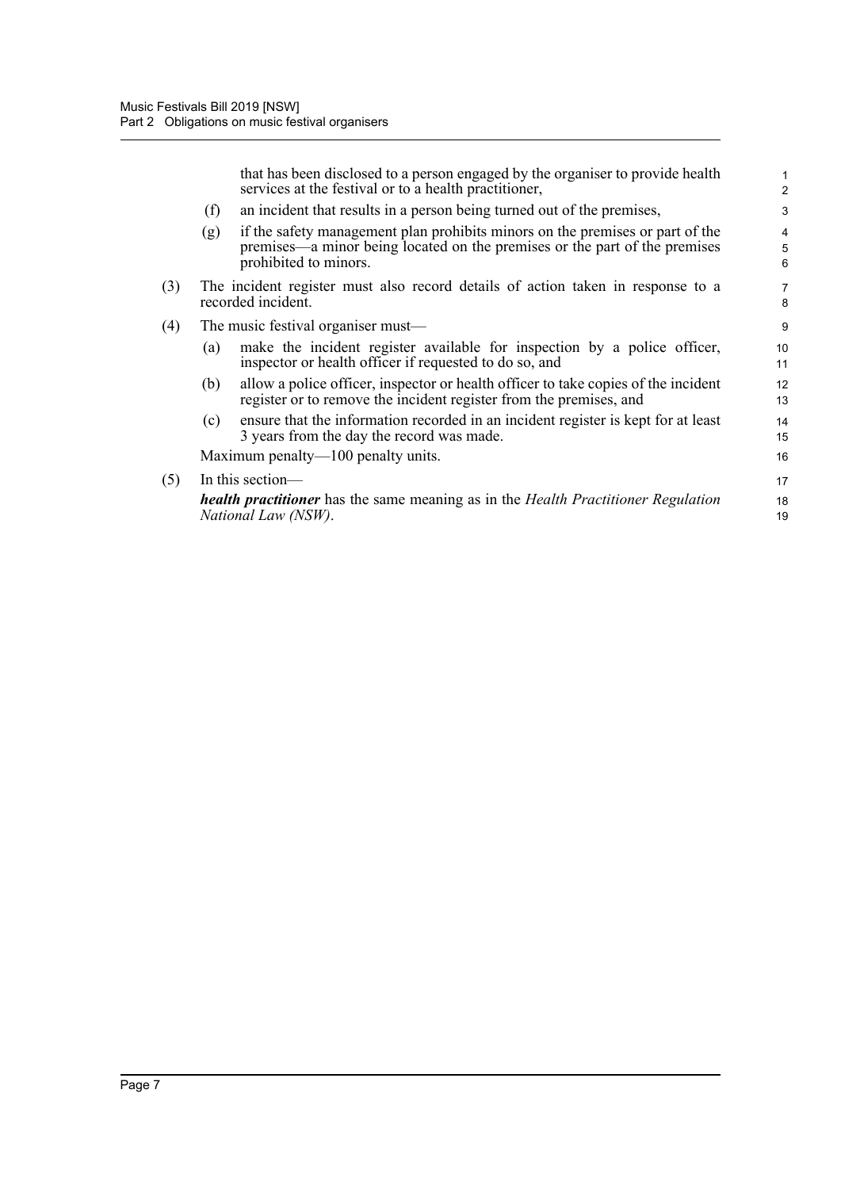that has been disclosed to a person engaged by the organiser to provide health services at the festival or to a health practitioner,

(f) an incident that results in a person being turned out of the premises,

(g) if the safety management plan prohibits minors on the premises or part of the premises—a minor being located on the premises or the part of the premises prohibited to minors.

(3) The incident register must also record details of action taken in response to a recorded incident.

(4) The music festival organiser must—

(a) make the incident register available for inspection by a police officer, inspector or health officer if requested to do so, and

(b) allow a police officer, inspector or health officer to take copies of the incident register or to remove the incident register from the premises, and

(c) ensure that the information recorded in an incident register is kept for at least 3 years from the day the record was made.

Maximum penalty—100 penalty units.

(5) In this section—

***health practitioner*** has the same meaning as in the *Health Practitioner Regulation National Law (NSW)*.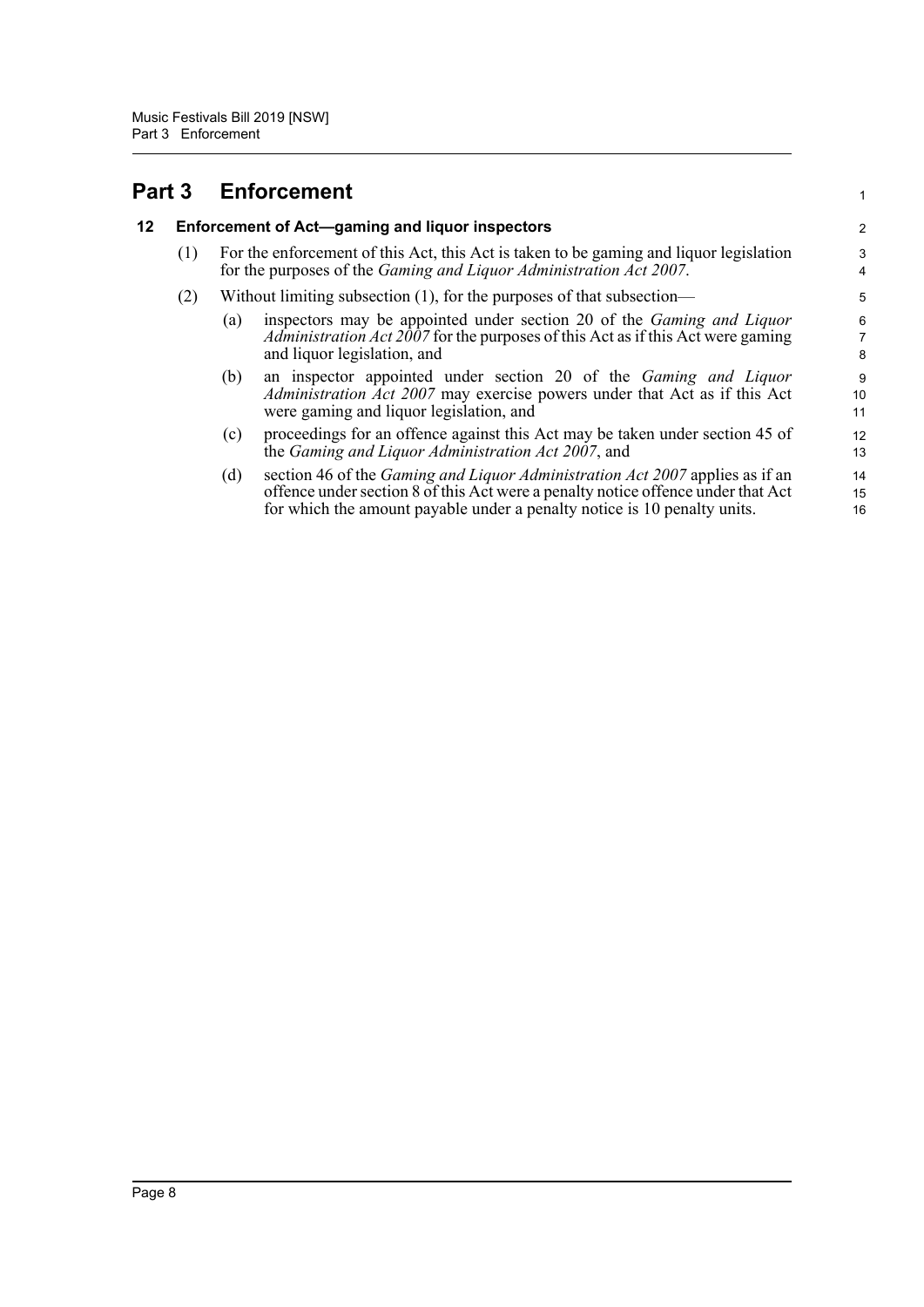# Part 3 Enforcement

## 12 Enforcement of Act—gaming and liquor inspectors

(1) For the enforcement of this Act, this Act is taken to be gaming and liquor legislation for the purposes of the *Gaming and Liquor Administration Act 2007*.

(2) Without limiting subsection (1), for the purposes of that subsection—

(a) inspectors may be appointed under section 20 of the *Gaming and Liquor Administration Act 2007* for the purposes of this Act as if this Act were gaming and liquor legislation, and

(b) an inspector appointed under section 20 of the *Gaming and Liquor Administration Act 2007* may exercise powers under that Act as if this Act were gaming and liquor legislation, and

(c) proceedings for an offence against this Act may be taken under section 45 of the *Gaming and Liquor Administration Act 2007*, and

(d) section 46 of the *Gaming and Liquor Administration Act 2007* applies as if an offence under section 8 of this Act were a penalty notice offence under that Act for which the amount payable under a penalty notice is 10 penalty units.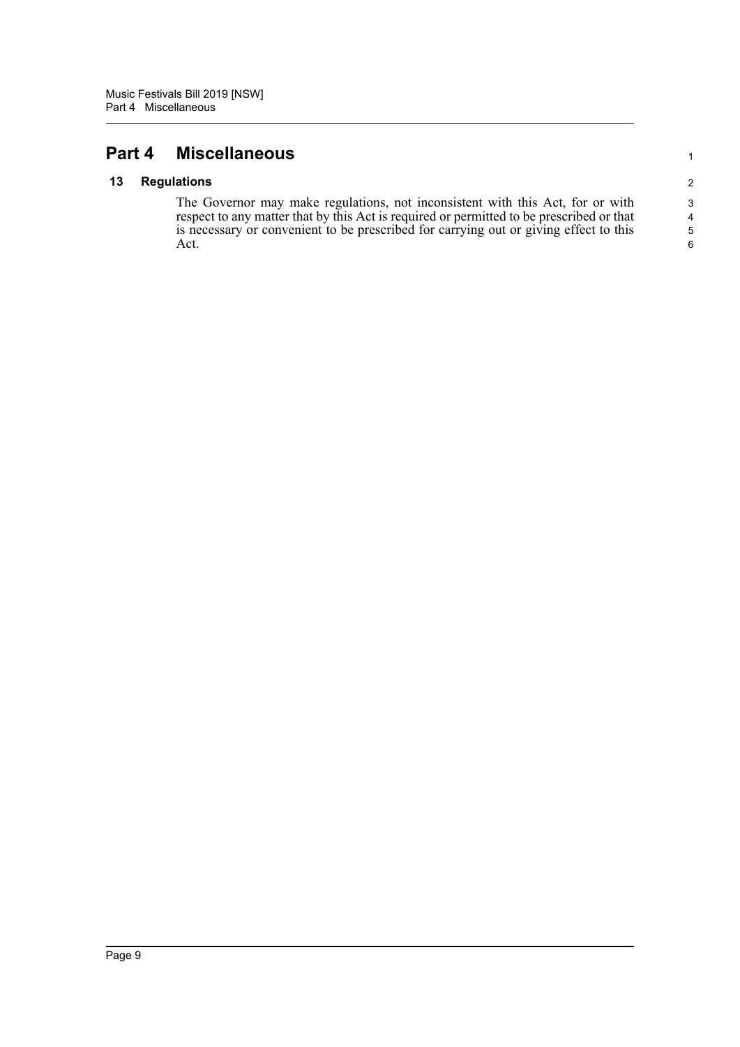# Part 4 Miscellaneous

## 13 Regulations

The Governor may make regulations, not inconsistent with this Act, for or with respect to any matter that by this Act is required or permitted to be prescribed or that is necessary or convenient to be prescribed for carrying out or giving effect to this Act.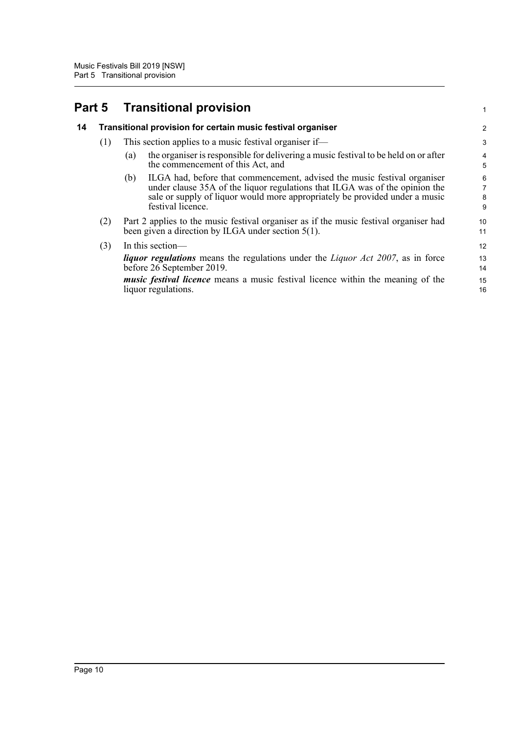# Part 5 Transitional provision

## 14 Transitional provision for certain music festival organiser

(1) This section applies to a music festival organiser if—

(a) the organiser is responsible for delivering a music festival to be held on or after the commencement of this Act, and

(b) ILGA had, before that commencement, advised the music festival organiser under clause 35A of the liquor regulations that ILGA was of the opinion the sale or supply of liquor would more appropriately be provided under a music festival licence.

(2) Part 2 applies to the music festival organiser as if the music festival organiser had been given a direction by ILGA under section 5(1).

(3) In this section—

***liquor regulations*** means the regulations under the *Liquor Act 2007*, as in force before 26 September 2019.

***music festival licence*** means a music festival licence within the meaning of the liquor regulations.